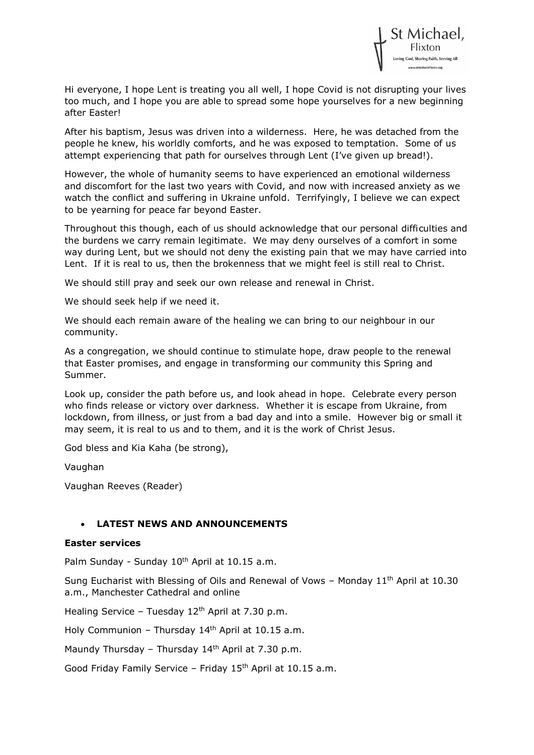St Michael, Flixton
Loving God, Sharing Faith, Serving All
www.stmichaelsflixton.org

Hi everyone, I hope Lent is treating you all well, I hope Covid is not disrupting your lives too much, and I hope you are able to spread some hope yourselves for a new beginning after Easter!

After his baptism, Jesus was driven into a wilderness. Here, he was detached from the people he knew, his worldly comforts, and he was exposed to temptation. Some of us attempt experiencing that path for ourselves through Lent (I've given up bread!).

However, the whole of humanity seems to have experienced an emotional wilderness and discomfort for the last two years with Covid, and now with increased anxiety as we watch the conflict and suffering in Ukraine unfold. Terrifyingly, I believe we can expect to be yearning for peace far beyond Easter.

Throughout this though, each of us should acknowledge that our personal difficulties and the burdens we carry remain legitimate. We may deny ourselves of a comfort in some way during Lent, but we should not deny the existing pain that we may have carried into Lent. If it is real to us, then the brokenness that we might feel is still real to Christ.

We should still pray and seek our own release and renewal in Christ.

We should seek help if we need it.

We should each remain aware of the healing we can bring to our neighbour in our community.

As a congregation, we should continue to stimulate hope, draw people to the renewal that Easter promises, and engage in transforming our community this Spring and Summer.

Look up, consider the path before us, and look ahead in hope. Celebrate every person who finds release or victory over darkness. Whether it is escape from Ukraine, from lockdown, from illness, or just from a bad day and into a smile. However big or small it may seem, it is real to us and to them, and it is the work of Christ Jesus.

God bless and Kia Kaha (be strong),

Vaughan

Vaughan Reeves (Reader)

- **LATEST NEWS AND ANNOUNCEMENTS**

**Easter services**

Palm Sunday - Sunday 10th April at 10.15 a.m.

Sung Eucharist with Blessing of Oils and Renewal of Vows – Monday 11th April at 10.30 a.m., Manchester Cathedral and online

Healing Service – Tuesday 12th April at 7.30 p.m.

Holy Communion – Thursday 14th April at 10.15 a.m.

Maundy Thursday – Thursday 14th April at 7.30 p.m.

Good Friday Family Service – Friday 15th April at 10.15 a.m.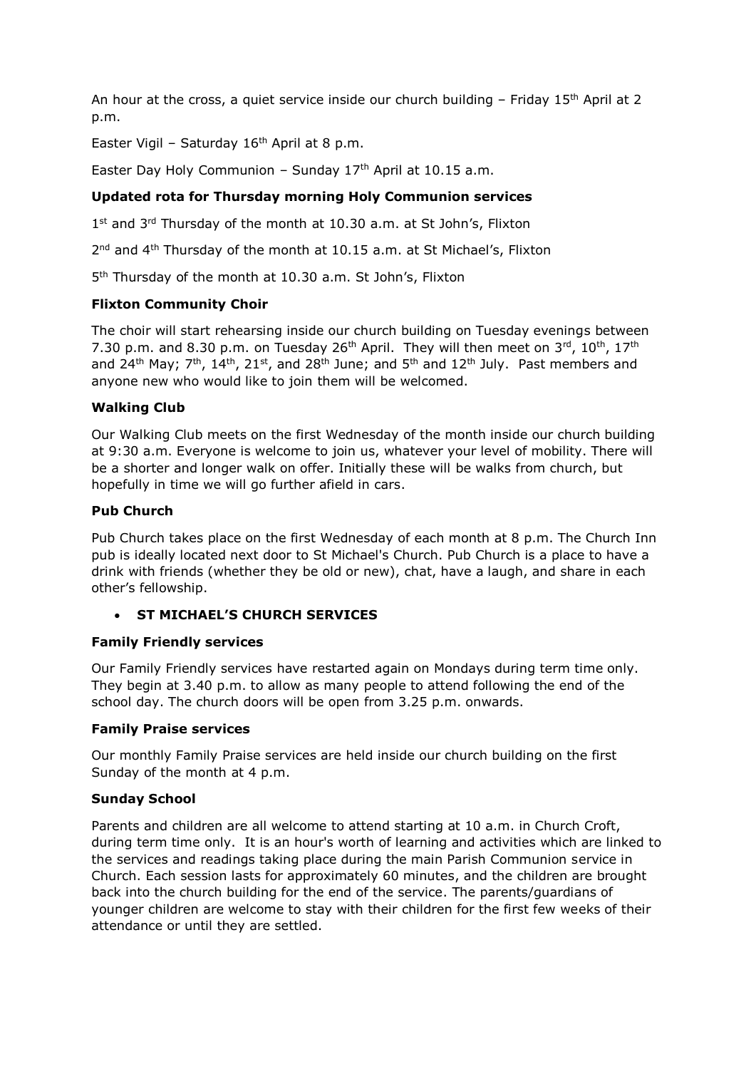An hour at the cross, a quiet service inside our church building – Friday 15th April at 2 p.m.

Easter Vigil – Saturday 16th April at 8 p.m.

Easter Day Holy Communion – Sunday 17th April at 10.15 a.m.

**Updated rota for Thursday morning Holy Communion services**

1st and 3rd Thursday of the month at 10.30 a.m. at St John's, Flixton

2nd and 4th Thursday of the month at 10.15 a.m. at St Michael's, Flixton

5th Thursday of the month at 10.30 a.m. St John's, Flixton

**Flixton Community Choir**

The choir will start rehearsing inside our church building on Tuesday evenings between 7.30 p.m. and 8.30 p.m. on Tuesday 26th April. They will then meet on 3rd, 10th, 17th and 24th May; 7th, 14th, 21st, and 28th June; and 5th and 12th July. Past members and anyone new who would like to join them will be welcomed.

**Walking Club**

Our Walking Club meets on the first Wednesday of the month inside our church building at 9:30 a.m. Everyone is welcome to join us, whatever your level of mobility. There will be a shorter and longer walk on offer. Initially these will be walks from church, but hopefully in time we will go further afield in cars.

**Pub Church**

Pub Church takes place on the first Wednesday of each month at 8 p.m. The Church Inn pub is ideally located next door to St Michael's Church. Pub Church is a place to have a drink with friends (whether they be old or new), chat, have a laugh, and share in each other's fellowship.

- **ST MICHAEL'S CHURCH SERVICES**

**Family Friendly services**

Our Family Friendly services have restarted again on Mondays during term time only. They begin at 3.40 p.m. to allow as many people to attend following the end of the school day. The church doors will be open from 3.25 p.m. onwards.

**Family Praise services**

Our monthly Family Praise services are held inside our church building on the first Sunday of the month at 4 p.m.

**Sunday School**

Parents and children are all welcome to attend starting at 10 a.m. in Church Croft, during term time only. It is an hour's worth of learning and activities which are linked to the services and readings taking place during the main Parish Communion service in Church. Each session lasts for approximately 60 minutes, and the children are brought back into the church building for the end of the service. The parents/guardians of younger children are welcome to stay with their children for the first few weeks of their attendance or until they are settled.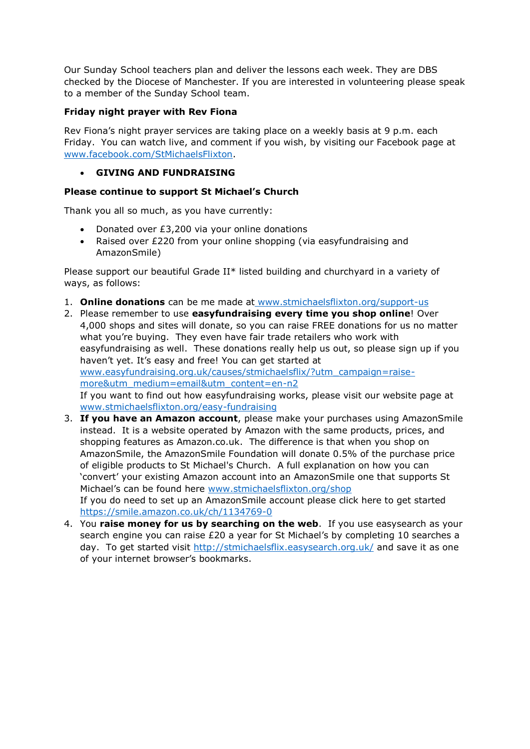Our Sunday School teachers plan and deliver the lessons each week. They are DBS checked by the Diocese of Manchester. If you are interested in volunteering please speak to a member of the Sunday School team.

**Friday night prayer with Rev Fiona**

Rev Fiona's night prayer services are taking place on a weekly basis at 9 p.m. each Friday. You can watch live, and comment if you wish, by visiting our Facebook page at www.facebook.com/StMichaelsFlixton.

- **GIVING AND FUNDRAISING**

**Please continue to support St Michael's Church**

Thank you all so much, as you have currently:

- Donated over £3,200 via your online donations
- Raised over £220 from your online shopping (via easyfundraising and AmazonSmile)

Please support our beautiful Grade II* listed building and churchyard in a variety of ways, as follows:

1. **Online donations** can be me made at www.stmichaelsflixton.org/support-us
2. Please remember to use **easyfundraising every time you shop online**! Over 4,000 shops and sites will donate, so you can raise FREE donations for us no matter what you're buying. They even have fair trade retailers who work with easyfundraising as well. These donations really help us out, so please sign up if you haven't yet. It's easy and free! You can get started at www.easyfundraising.org.uk/causes/stmichaelsflix/?utm_campaign=raise-more&utm_medium=email&utm_content=en-n2
   If you want to find out how easyfundraising works, please visit our website page at www.stmichaelsflixton.org/easy-fundraising
3. **If you have an Amazon account**, please make your purchases using AmazonSmile instead. It is a website operated by Amazon with the same products, prices, and shopping features as Amazon.co.uk. The difference is that when you shop on AmazonSmile, the AmazonSmile Foundation will donate 0.5% of the purchase price of eligible products to St Michael's Church. A full explanation on how you can 'convert' your existing Amazon account into an AmazonSmile one that supports St Michael's can be found here www.stmichaelsflixton.org/shop
   If you do need to set up an AmazonSmile account please click here to get started https://smile.amazon.co.uk/ch/1134769-0
4. You **raise money for us by searching on the web**. If you use easysearch as your search engine you can raise £20 a year for St Michael's by completing 10 searches a day. To get started visit http://stmichaelsflix.easysearch.org.uk/ and save it as one of your internet browser's bookmarks.